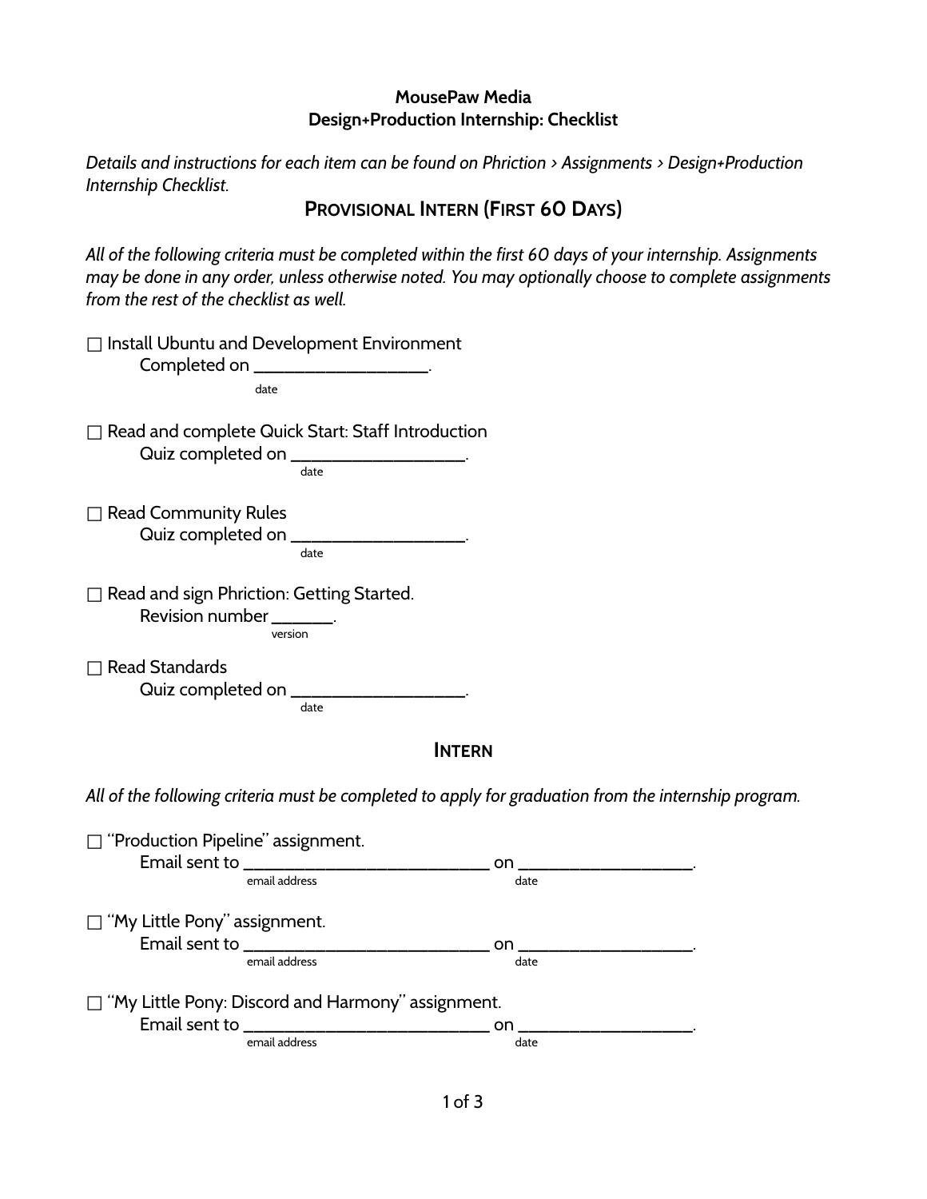**MousePaw Media**
**Design+Production Internship: Checklist**

*Details and instructions for each item can be found on Phriction > Assignments > Design+Production Internship Checklist.*

## Provisional Intern (First 60 Days)

*All of the following criteria must be completed within the first 60 days of your internship. Assignments may be done in any order, unless otherwise noted. You may optionally choose to complete assignments from the rest of the checklist as well.*

☐ Install Ubuntu and Development Environment
Completed on ________________ (date).

☐ Read and complete Quick Start: Staff Introduction
Quiz completed on ________________ (date).

☐ Read Community Rules
Quiz completed on ________________ (date).

☐ Read and sign Phriction: Getting Started.
Revision number ______ (version).

☐ Read Standards
Quiz completed on ________________ (date).

## Intern

*All of the following criteria must be completed to apply for graduation from the internship program.*

☐ "Production Pipeline" assignment.
Email sent to ________________________ (email address) on ________________ (date).

☐ "My Little Pony" assignment.
Email sent to ________________________ (email address) on ________________ (date).

☐ "My Little Pony: Discord and Harmony" assignment.
Email sent to ________________________ (email address) on ________________ (date).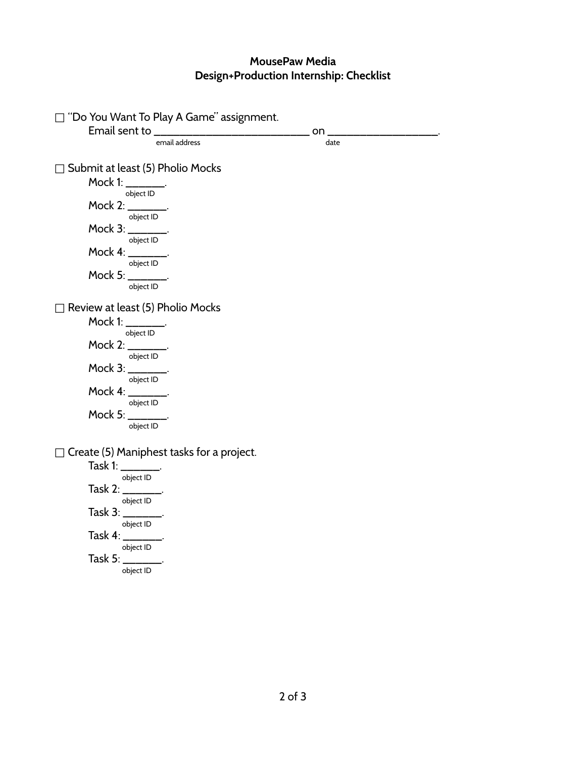**MousePaw Media**
**Design+Production Internship: Checklist**

☐ "Do You Want To Play A Game" assignment.

Email sent to ___________________________ on ___________________.
email address date

☐ Submit at least (5) Pholio Mocks

Mock 1: _______.
object ID

Mock 2: _______.
object ID

Mock 3: _______.
object ID

Mock 4: _______.
object ID

Mock 5: _______.
object ID

☐ Review at least (5) Pholio Mocks

Mock 1: _______.
object ID

Mock 2: _______.
object ID

Mock 3: _______.
object ID

Mock 4: _______.
object ID

Mock 5: _______.
object ID

☐ Create (5) Maniphest tasks for a project.

Task 1: _______.
object ID

Task 2: _______.
object ID

Task 3: _______.
object ID

Task 4: _______.
object ID

Task 5: _______.
object ID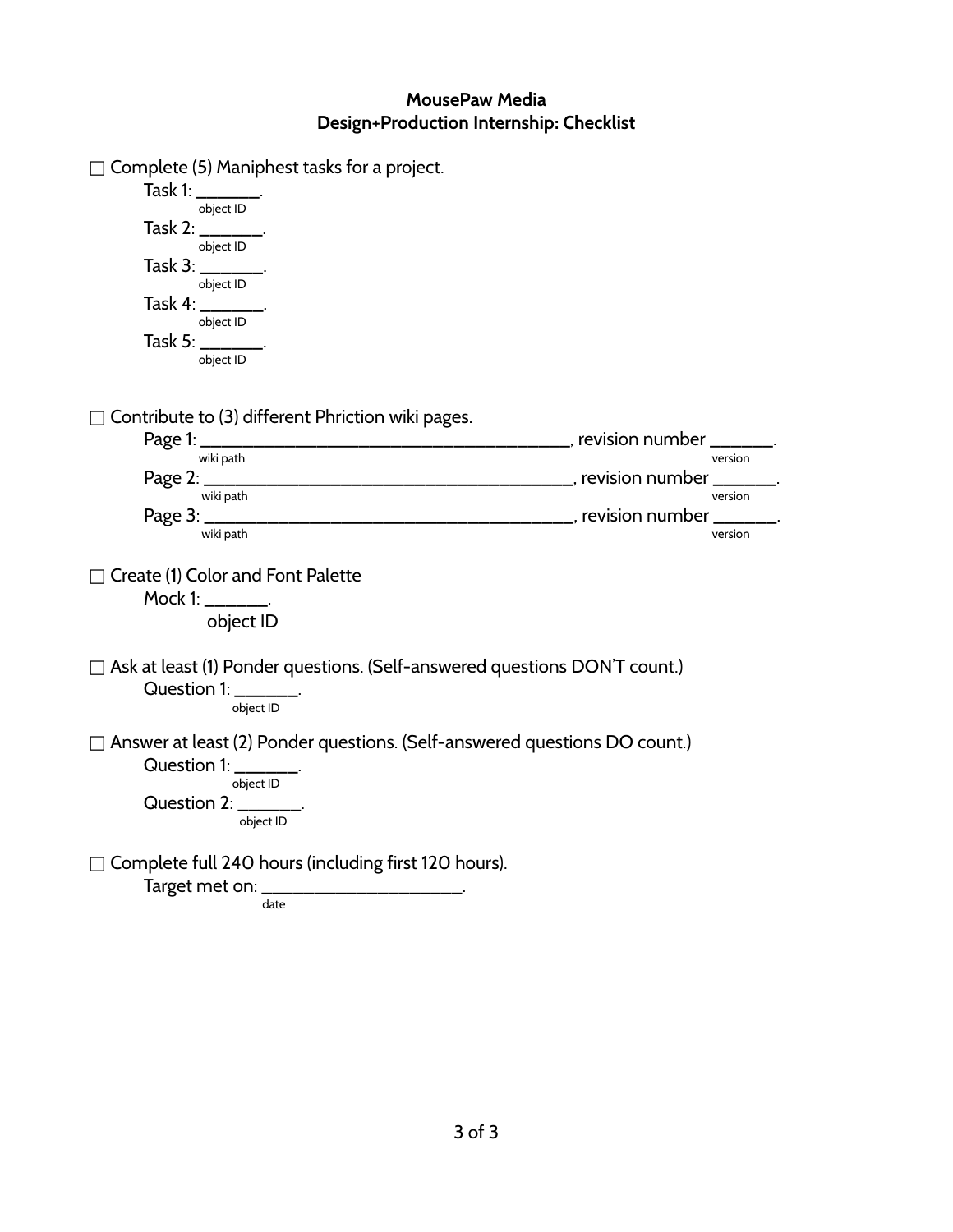**MousePaw Media**
**Design+Production Internship: Checklist**

☐ Complete (5) Maniphest tasks for a project.

Task 1: _______. (object ID)

Task 2: _______. (object ID)

Task 3: _______. (object ID)

Task 4: _______. (object ID)

Task 5: _______. (object ID)

☐ Contribute to (3) different Phriction wiki pages.

Page 1: ______________________________________ (wiki path), revision number _______ (version).

Page 2: ______________________________________ (wiki path), revision number _______ (version).

Page 3: ______________________________________ (wiki path), revision number _______ (version).

☐ Create (1) Color and Font Palette

Mock 1: _______. (object ID)

☐ Ask at least (1) Ponder questions. (Self-answered questions DON'T count.)

Question 1: _______. (object ID)

☐ Answer at least (2) Ponder questions. (Self-answered questions DO count.)

Question 1: _______. (object ID)

Question 2: _______. (object ID)

☐ Complete full 240 hours (including first 120 hours).

Target met on: _____________________. (date)